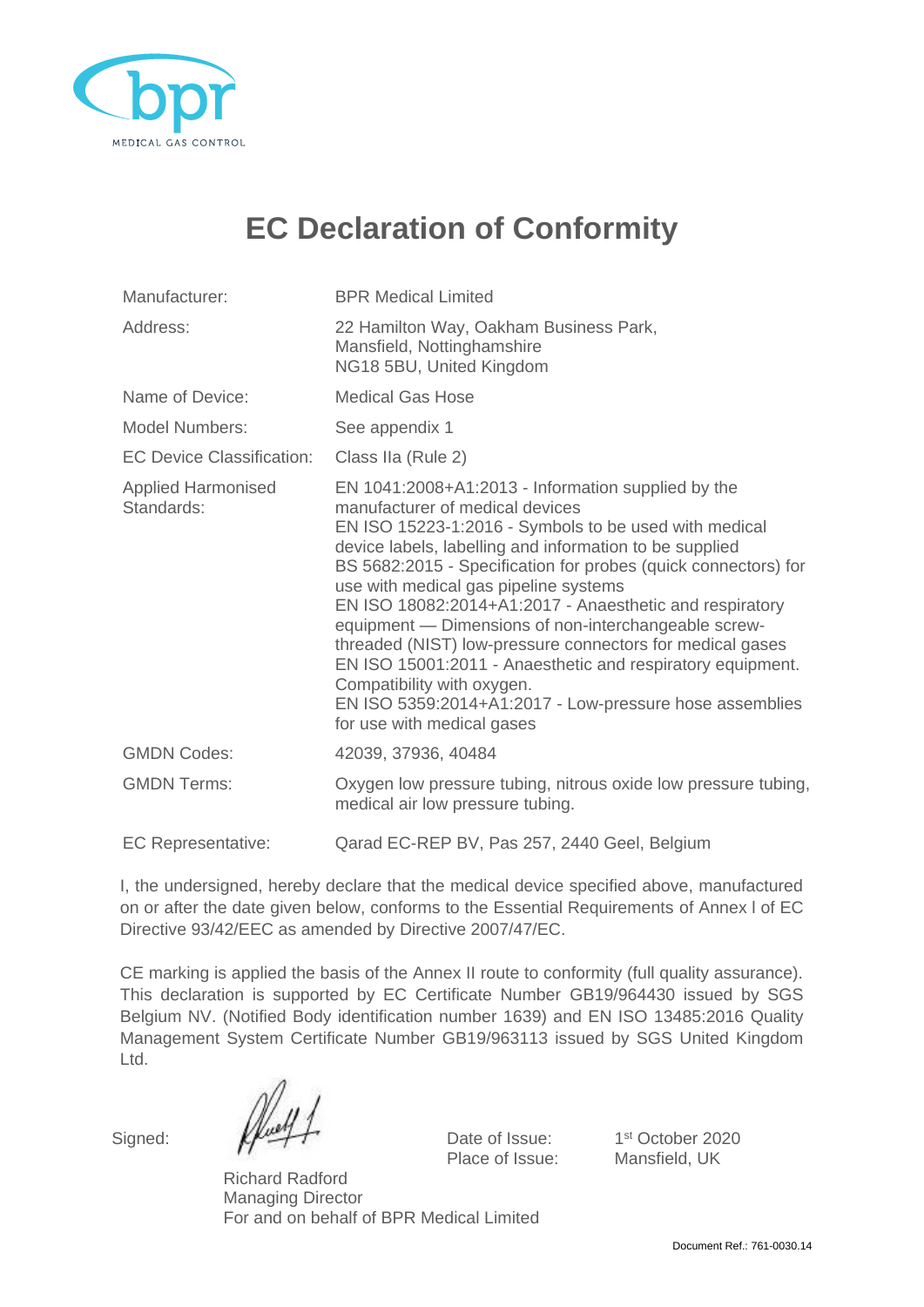bpr

MEDICAL GAS CONTROL

# EC Declaration of Conformity

| | |
|---|---|
| Manufacturer: | BPR Medical Limited |
| Address: | 22 Hamilton Way, Oakham Business Park, Mansfield, Nottinghamshire NG18 5BU, United Kingdom |
| Name of Device: | Medical Gas Hose |
| Model Numbers: | See appendix 1 |
| EC Device Classification: | Class IIa (Rule 2) |
| Applied Harmonised Standards: | EN 1041:2008+A1:2013 - Information supplied by the manufacturer of medical devices<br>EN ISO 15223-1:2016 - Symbols to be used with medical device labels, labelling and information to be supplied<br>BS 5682:2015 - Specification for probes (quick connectors) for use with medical gas pipeline systems<br>EN ISO 18082:2014+A1:2017 - Anaesthetic and respiratory equipment — Dimensions of non-interchangeable screw-threaded (NIST) low-pressure connectors for medical gases<br>EN ISO 15001:2011 - Anaesthetic and respiratory equipment. Compatibility with oxygen.<br>EN ISO 5359:2014+A1:2017 - Low-pressure hose assemblies for use with medical gases |
| GMDN Codes: | 42039, 37936, 40484 |
| GMDN Terms: | Oxygen low pressure tubing, nitrous oxide low pressure tubing, medical air low pressure tubing. |
| EC Representative: | Qarad EC-REP BV, Pas 257, 2440 Geel, Belgium |

I, the undersigned, hereby declare that the medical device specified above, manufactured on or after the date given below, conforms to the Essential Requirements of Annex I of EC Directive 93/42/EEC as amended by Directive 2007/47/EC.

CE marking is applied the basis of the Annex II route to conformity (full quality assurance). This declaration is supported by EC Certificate Number GB19/964430 issued by SGS Belgium NV. (Notified Body identification number 1639) and EN ISO 13485:2016 Quality Management System Certificate Number GB19/963113 issued by SGS United Kingdom Ltd.

Signed:

Richard Radford
Managing Director
For and on behalf of BPR Medical Limited

Date of Issue: 1st October 2020
Place of Issue: Mansfield, UK

Document Ref.: 761-0030.14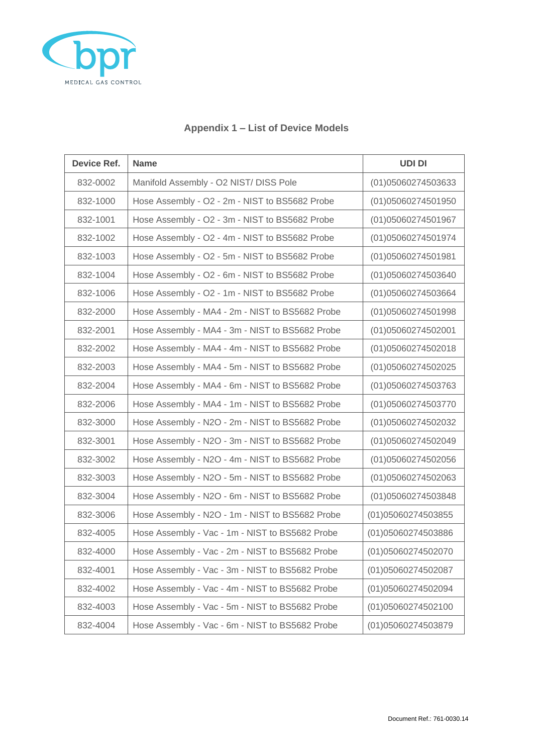bpr

MEDICAL GAS CONTROL

## Appendix 1 – List of Device Models

| Device Ref. | Name | UDI DI |
|---|---|---|
| 832-0002 | Manifold Assembly - O2 NIST/ DISS Pole | (01)05060274503633 |
| 832-1000 | Hose Assembly - O2 - 2m - NIST to BS5682 Probe | (01)05060274501950 |
| 832-1001 | Hose Assembly - O2 - 3m - NIST to BS5682 Probe | (01)05060274501967 |
| 832-1002 | Hose Assembly - O2 - 4m - NIST to BS5682 Probe | (01)05060274501974 |
| 832-1003 | Hose Assembly - O2 - 5m - NIST to BS5682 Probe | (01)05060274501981 |
| 832-1004 | Hose Assembly - O2 - 6m - NIST to BS5682 Probe | (01)05060274503640 |
| 832-1006 | Hose Assembly - O2 - 1m - NIST to BS5682 Probe | (01)05060274503664 |
| 832-2000 | Hose Assembly - MA4 - 2m - NIST to BS5682 Probe | (01)05060274501998 |
| 832-2001 | Hose Assembly - MA4 - 3m - NIST to BS5682 Probe | (01)05060274502001 |
| 832-2002 | Hose Assembly - MA4 - 4m - NIST to BS5682 Probe | (01)05060274502018 |
| 832-2003 | Hose Assembly - MA4 - 5m - NIST to BS5682 Probe | (01)05060274502025 |
| 832-2004 | Hose Assembly - MA4 - 6m - NIST to BS5682 Probe | (01)05060274503763 |
| 832-2006 | Hose Assembly - MA4 - 1m - NIST to BS5682 Probe | (01)05060274503770 |
| 832-3000 | Hose Assembly - N2O - 2m - NIST to BS5682 Probe | (01)05060274502032 |
| 832-3001 | Hose Assembly - N2O - 3m - NIST to BS5682 Probe | (01)05060274502049 |
| 832-3002 | Hose Assembly - N2O - 4m - NIST to BS5682 Probe | (01)05060274502056 |
| 832-3003 | Hose Assembly - N2O - 5m - NIST to BS5682 Probe | (01)05060274502063 |
| 832-3004 | Hose Assembly - N2O - 6m - NIST to BS5682 Probe | (01)05060274503848 |
| 832-3006 | Hose Assembly - N2O - 1m - NIST to BS5682 Probe | (01)05060274503855 |
| 832-4005 | Hose Assembly - Vac - 1m - NIST to BS5682 Probe | (01)05060274503886 |
| 832-4000 | Hose Assembly - Vac - 2m - NIST to BS5682 Probe | (01)05060274502070 |
| 832-4001 | Hose Assembly - Vac - 3m - NIST to BS5682 Probe | (01)05060274502087 |
| 832-4002 | Hose Assembly - Vac - 4m - NIST to BS5682 Probe | (01)05060274502094 |
| 832-4003 | Hose Assembly - Vac - 5m - NIST to BS5682 Probe | (01)05060274502100 |
| 832-4004 | Hose Assembly - Vac - 6m - NIST to BS5682 Probe | (01)05060274503879 |

Document Ref.: 761-0030.14